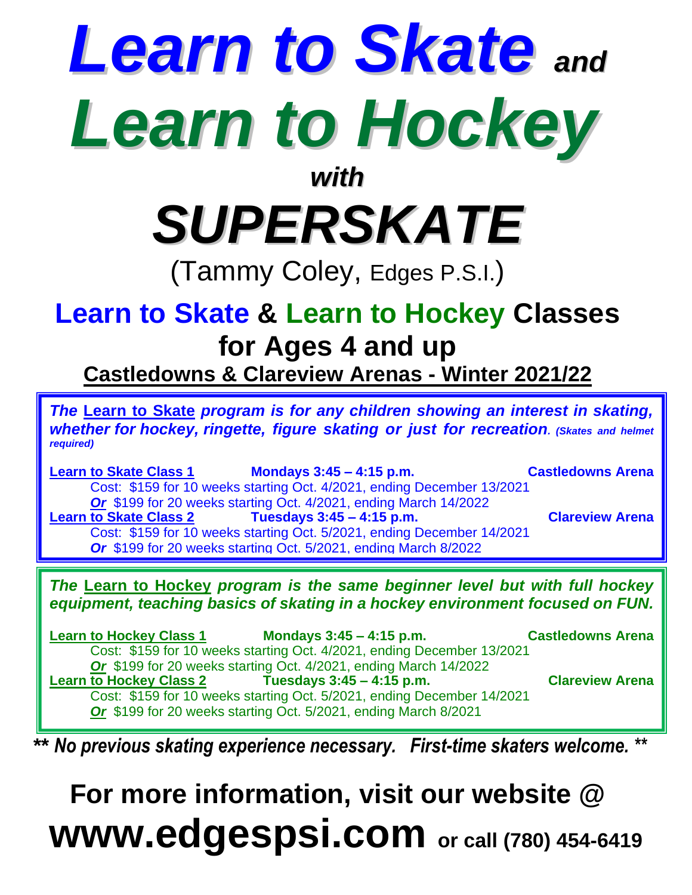# *Learn to Skate* *and*

# *Learn to Hockey*

***with***

# *SUPERSKATE*

(Tammy Coley, Edges P.S.I.)

## Learn to Skate & Learn to Hockey Classes for Ages 4 and up

**Castledowns & Clareview Arenas - Winter 2021/22**

***The*** **Learn to Skate** ***program is for any children showing an interest in skating, whether for hockey, ringette, figure skating or just for recreation.*** ***(Skates and helmet required)***

**Learn to Skate Class 1** — **Mondays 3:45 – 4:15 p.m.** — **Castledowns Arena**

Cost: $159 for 10 weeks starting Oct. 4/2021, ending December 13/2021

***Or*** $199 for 20 weeks starting Oct. 4/2021, ending March 14/2022

**Learn to Skate Class 2** — **Tuesdays 3:45 – 4:15 p.m.** — **Clareview Arena**

Cost: $159 for 10 weeks starting Oct. 5/2021, ending December 14/2021

***Or*** $199 for 20 weeks starting Oct. 5/2021, ending March 8/2022

***The*** **Learn to Hockey** ***program is the same beginner level but with full hockey equipment, teaching basics of skating in a hockey environment focused on FUN.***

**Learn to Hockey Class 1** — **Mondays 3:45 – 4:15 p.m.** — **Castledowns Arena**

Cost: $159 for 10 weeks starting Oct. 4/2021, ending December 13/2021

***Or*** $199 for 20 weeks starting Oct. 4/2021, ending March 14/2022

**Learn to Hockey Class 2** — **Tuesdays 3:45 – 4:15 p.m.** — **Clareview Arena**

Cost: $159 for 10 weeks starting Oct. 5/2021, ending December 14/2021

***Or*** $199 for 20 weeks starting Oct. 5/2021, ending March 8/2021

***\*\* No previous skating experience necessary. First-time skaters welcome. \*\****

## For more information, visit our website @ www.edgespsi.com or call (780) 454-6419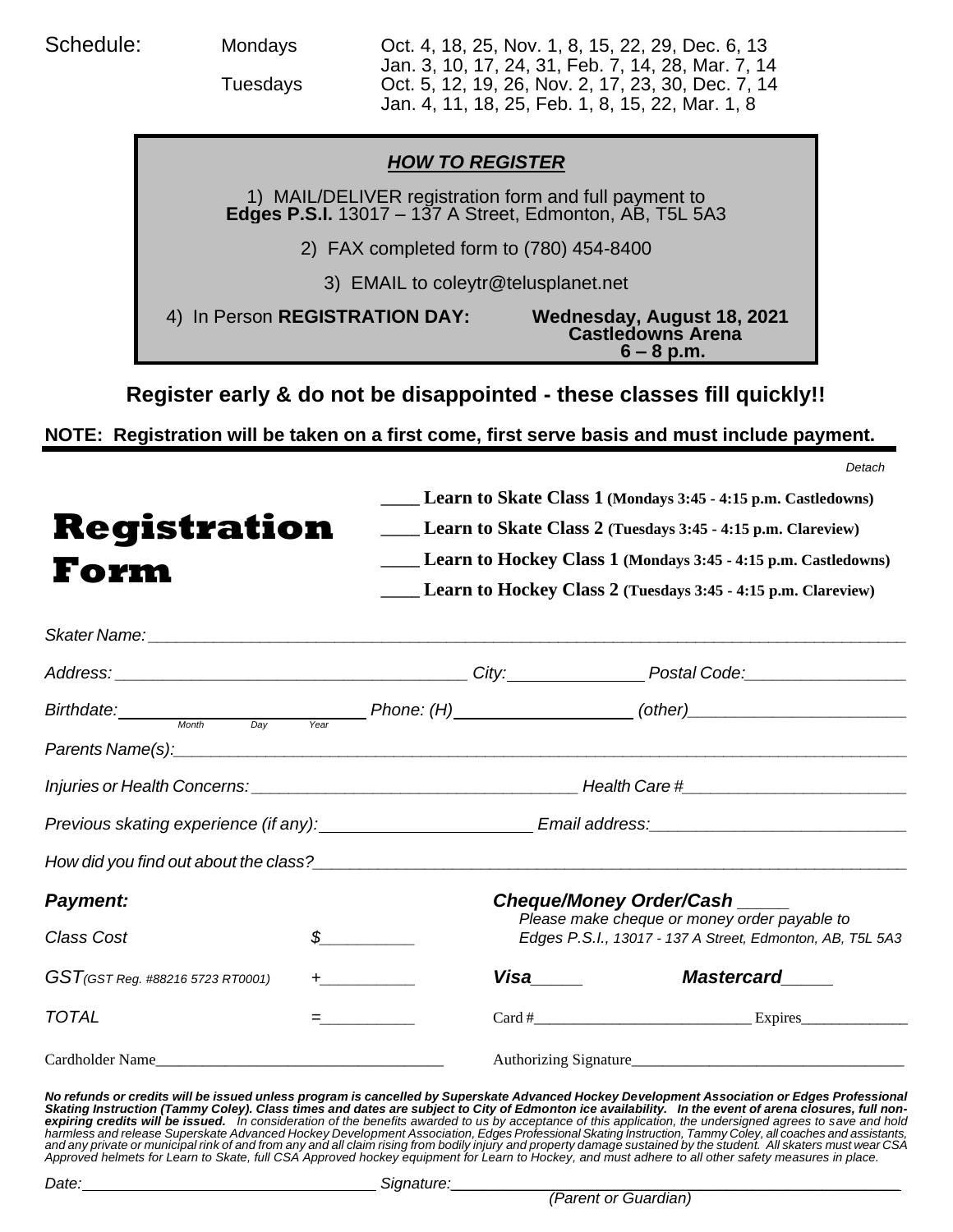Schedule:

| | | |
|---|---|---|
| | Mondays | Oct. 4, 18, 25, Nov. 1, 8, 15, 22, 29, Dec. 6, 13 |
| | | Jan. 3, 10, 17, 24, 31, Feb. 7, 14, 28, Mar. 7, 14 |
| | Tuesdays | Oct. 5, 12, 19, 26, Nov. 2, 17, 23, 30, Dec. 7, 14 |
| | | Jan. 4, 11, 18, 25, Feb. 1, 8, 15, 22, Mar. 1, 8 |

### ***HOW TO REGISTER***

1) MAIL/DELIVER registration form and full payment to **Edges P.S.I.** 13017 – 137 A Street, Edmonton, AB, T5L 5A3

2) FAX completed form to (780) 454-8400

3) EMAIL to coleytr@telusplanet.net

4) In Person **REGISTRATION DAY:** **Wednesday, August 18, 2021 Castledowns Arena 6 – 8 p.m.**

**Register early & do not be disappointed - these classes fill quickly!!**

**NOTE: Registration will be taken on a first come, first serve basis and must include payment.**

*Detach*

# Registration Form

____ **Learn to Skate Class 1 (Mondays 3:45 - 4:15 p.m. Castledowns)**

____ **Learn to Skate Class 2 (Tuesdays 3:45 - 4:15 p.m. Clareview)**

____ **Learn to Hockey Class 1 (Mondays 3:45 - 4:15 p.m. Castledowns)**

____ **Learn to Hockey Class 2 (Tuesdays 3:45 - 4:15 p.m. Clareview)**

*Skater Name:* ____________________

*Address:* ____________________ *City:* ____________ *Postal Code:* ____________

*Birthdate:* ____________ (Month Day Year) *Phone: (H)* ____________ *(other)* ____________

*Parents Name(s):* ____________________

*Injuries or Health Concerns:* ____________________ *Health Care #* ____________

*Previous skating experience (if any):* ____________ *Email address:* ____________

*How did you find out about the class?* ____________________

***Payment:***

| | | | |
|---|---|---|---|
| *Class Cost* | $__________ | ***Cheque/Money Order/Cash*** _____ *Please make cheque or money order payable to Edges P.S.I., 13017 - 137 A Street, Edmonton, AB, T5L 5A3* | |
| *GST (GST Reg. #88216 5723 RT0001)* | +__________ | ***Visa***_____ | ***Mastercard***_____ |
| *TOTAL* | =__________ | Card #____________ | Expires__________ |

Cardholder Name____________________ Authorizing Signature____________________

***No refunds or credits will be issued unless program is cancelled by Superskate Advanced Hockey Development Association or Edges Professional Skating Instruction (Tammy Coley). Class times and dates are subject to City of Edmonton ice availability. In the event of arena closures, full non-expiring credits will be issued.*** *In consideration of the benefits awarded to us by acceptance of this application, the undersigned agrees to save and hold harmless and release Superskate Advanced Hockey Development Association, Edges Professional Skating Instruction, Tammy Coley, all coaches and assistants, and any private or municipal rink of and from any and all claim rising from bodily injury and property damage sustained by the student. All skaters must wear CSA Approved helmets for Learn to Skate, full CSA Approved hockey equipment for Learn to Hockey, and must adhere to all other safety measures in place.*

*Date:* ____________________ *Signature:* ____________________ *(Parent or Guardian)*